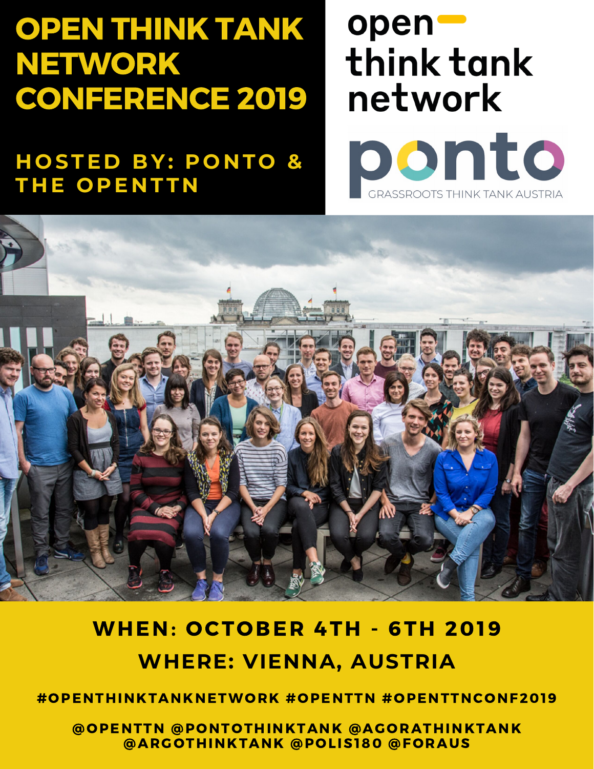# OPEN THINK TANK NETWORK CONFERENCE 2019

## HOSTED BY: PONTO & THE OPENTTN

open think tank network

ponto

GRASSROOTS THINK TANK AUSTRIA

**WHEN: OCTOBER 4TH - 6TH 2019**

**WHERE: VIENNA, AUSTRIA**

#OPENTHINKTANKNETWORK #OPENTTN #OPENTTNCONF2019

@OPENTTN @PONTOTHINKTANK @AGORATHINKTANK @ARGOTHINKTANK @POLIS180 @FORAUS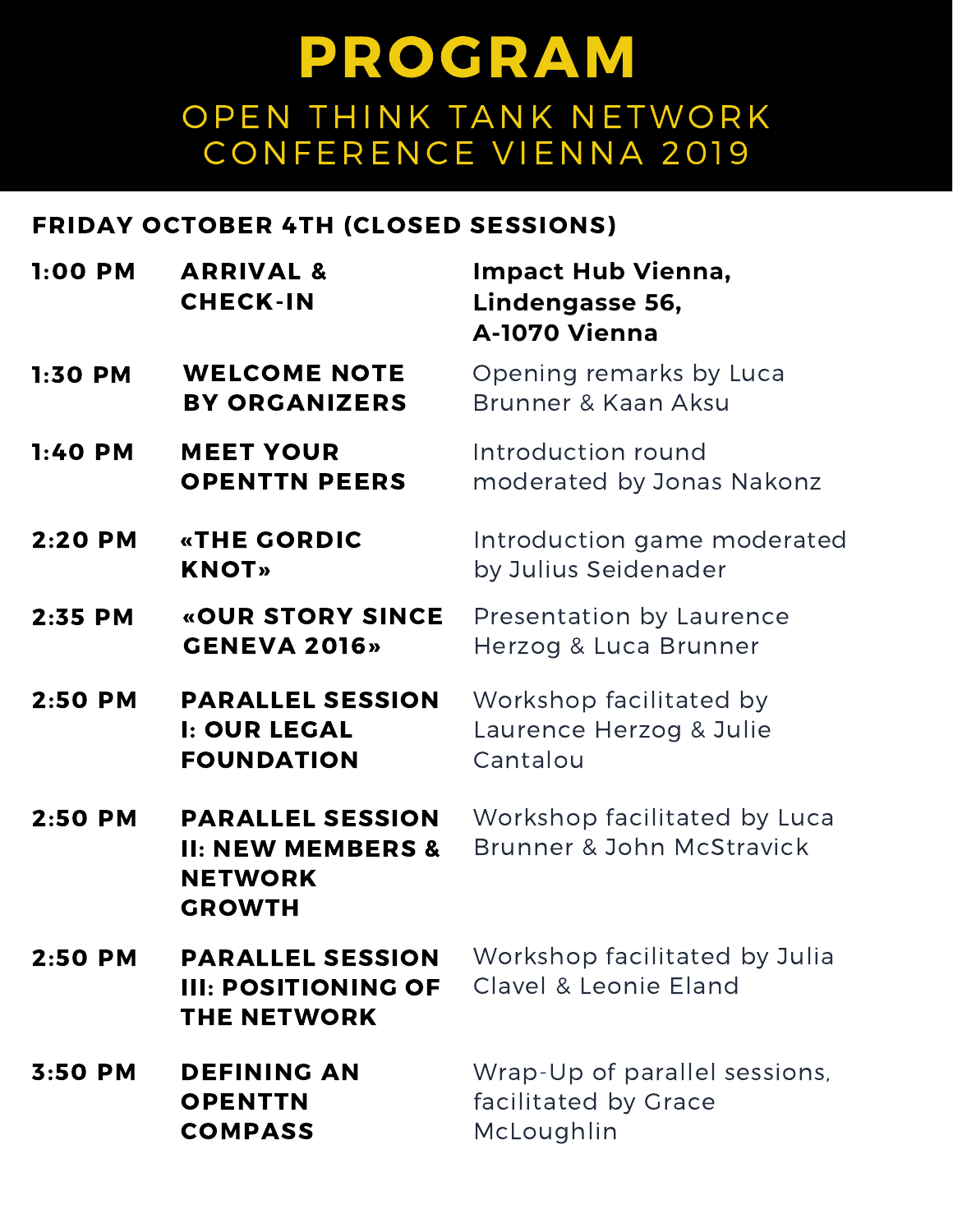# PROGRAM

## OPEN THINK TANK NETWORK CONFERENCE VIENNA 2019

### FRIDAY OCTOBER 4TH (CLOSED SESSIONS)

| Time | Session | Details |
|---|---|---|
| 1:00 PM | **ARRIVAL & CHECK-IN** | **Impact Hub Vienna, Lindengasse 56, A-1070 Vienna** |
| 1:30 PM | **WELCOME NOTE BY ORGANIZERS** | Opening remarks by Luca Brunner & Kaan Aksu |
| 1:40 PM | **MEET YOUR OPENTTN PEERS** | Introduction round moderated by Jonas Nakonz |
| 2:20 PM | **«THE GORDIC KNOT»** | Introduction game moderated by Julius Seidenader |
| 2:35 PM | **«OUR STORY SINCE GENEVA 2016»** | Presentation by Laurence Herzog & Luca Brunner |
| 2:50 PM | **PARALLEL SESSION I: OUR LEGAL FOUNDATION** | Workshop facilitated by Laurence Herzog & Julie Cantalou |
| 2:50 PM | **PARALLEL SESSION II: NEW MEMBERS & NETWORK GROWTH** | Workshop facilitated by Luca Brunner & John McStravick |
| 2:50 PM | **PARALLEL SESSION III: POSITIONING OF THE NETWORK** | Workshop facilitated by Julia Clavel & Leonie Eland |
| 3:50 PM | **DEFINING AN OPENTTN COMPASS** | Wrap-Up of parallel sessions, facilitated by Grace McLoughlin |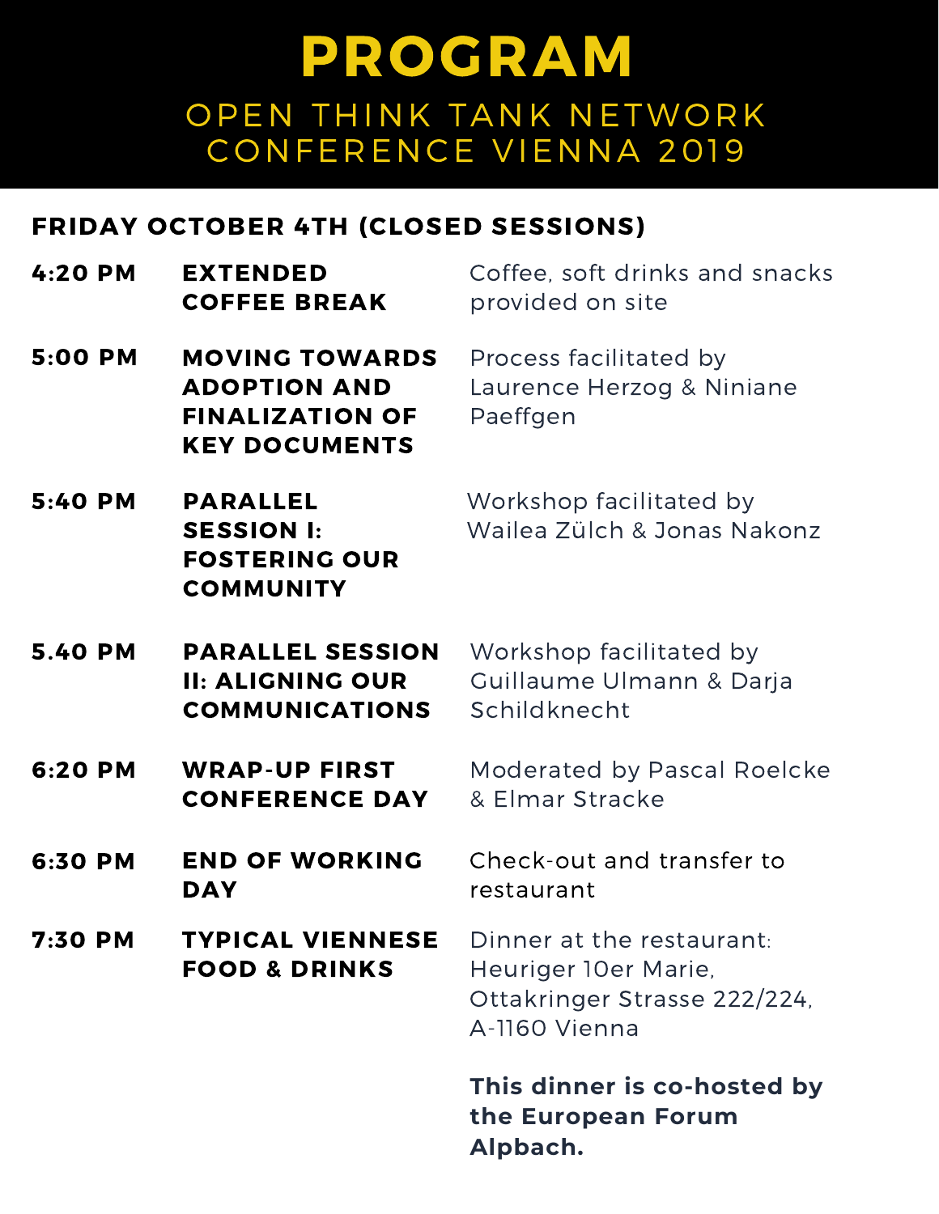# PROGRAM

## OPEN THINK TANK NETWORK CONFERENCE VIENNA 2019

### FRIDAY OCTOBER 4TH (CLOSED SESSIONS)

| | | |
|---|---|---|
| **4:20 PM** | **EXTENDED COFFEE BREAK** | Coffee, soft drinks and snacks provided on site |
| **5:00 PM** | **MOVING TOWARDS ADOPTION AND FINALIZATION OF KEY DOCUMENTS** | Process facilitated by Laurence Herzog & Niniane Paeffgen |
| **5:40 PM** | **PARALLEL SESSION I: FOSTERING OUR COMMUNITY** | Workshop facilitated by Wailea Zülch & Jonas Nakonz |
| **5.40 PM** | **PARALLEL SESSION II: ALIGNING OUR COMMUNICATIONS** | Workshop facilitated by Guillaume Ulmann & Darja Schildknecht |
| **6:20 PM** | **WRAP-UP FIRST CONFERENCE DAY** | Moderated by Pascal Roelcke & Elmar Stracke |
| **6:30 PM** | **END OF WORKING DAY** | Check-out and transfer to restaurant |
| **7:30 PM** | **TYPICAL VIENNESE FOOD & DRINKS** | Dinner at the restaurant: Heuriger 10er Marie, Ottakringer Strasse 222/224, A-1160 Vienna<br><br>**This dinner is co-hosted by the European Forum Alpbach.** |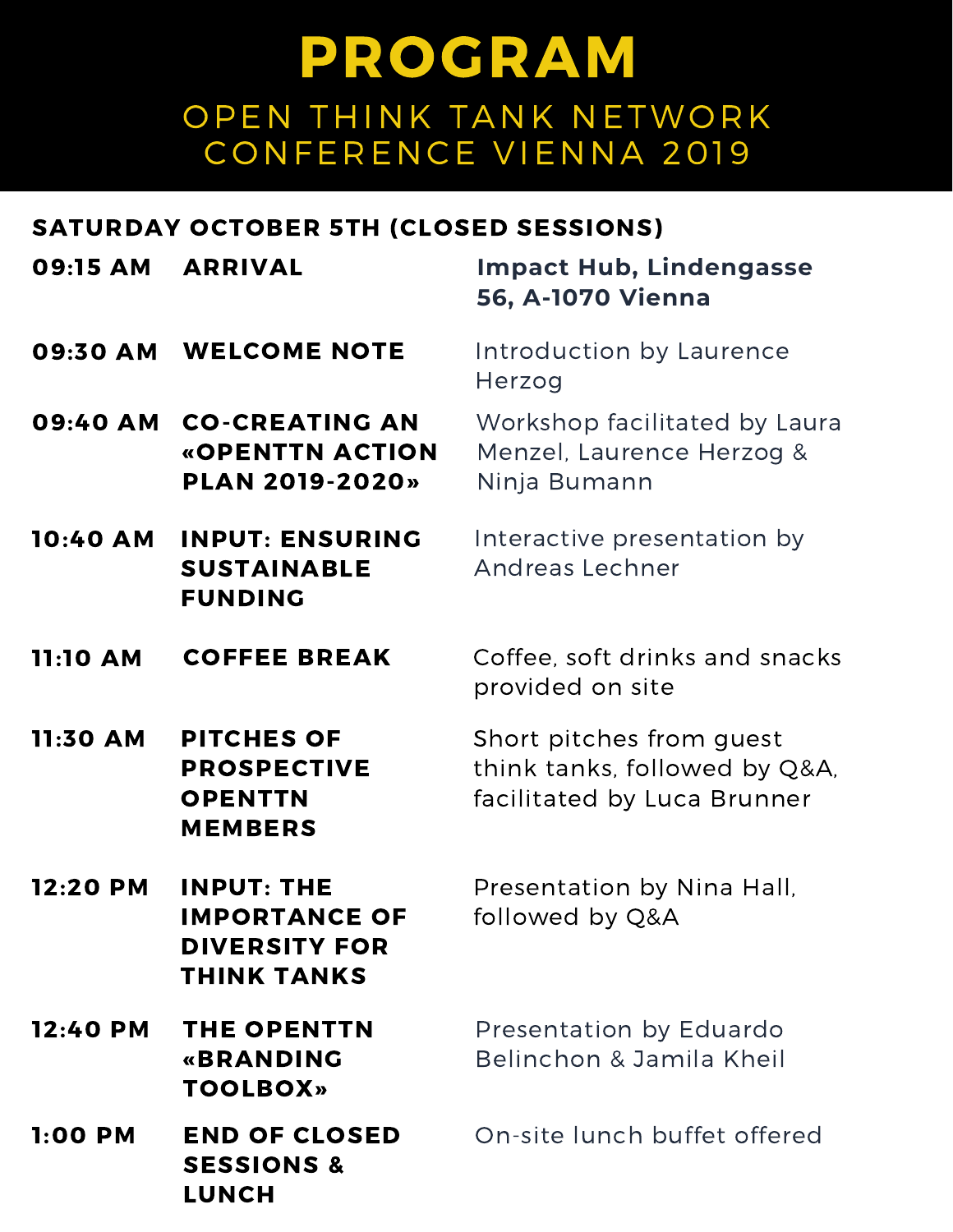# PROGRAM

## OPEN THINK TANK NETWORK CONFERENCE VIENNA 2019

### SATURDAY OCTOBER 5TH (CLOSED SESSIONS)

| | | |
|---|---|---|
| **09:15 AM** | **ARRIVAL** | **Impact Hub, Lindengasse 56, A-1070 Vienna** |
| **09:30 AM** | **WELCOME NOTE** | Introduction by Laurence Herzog |
| **09:40 AM** | **CO-CREATING AN «OPENTTN ACTION PLAN 2019-2020»** | Workshop facilitated by Laura Menzel, Laurence Herzog & Ninja Bumann |
| **10:40 AM** | **INPUT: ENSURING SUSTAINABLE FUNDING** | Interactive presentation by Andreas Lechner |
| **11:10 AM** | **COFFEE BREAK** | Coffee, soft drinks and snacks provided on site |
| **11:30 AM** | **PITCHES OF PROSPECTIVE OPENTTN MEMBERS** | Short pitches from guest think tanks, followed by Q&A, facilitated by Luca Brunner |
| **12:20 PM** | **INPUT: THE IMPORTANCE OF DIVERSITY FOR THINK TANKS** | Presentation by Nina Hall, followed by Q&A |
| **12:40 PM** | **THE OPENTTN «BRANDING TOOLBOX»** | Presentation by Eduardo Belinchon & Jamila Kheil |
| **1:00 PM** | **END OF CLOSED SESSIONS & LUNCH** | On-site lunch buffet offered |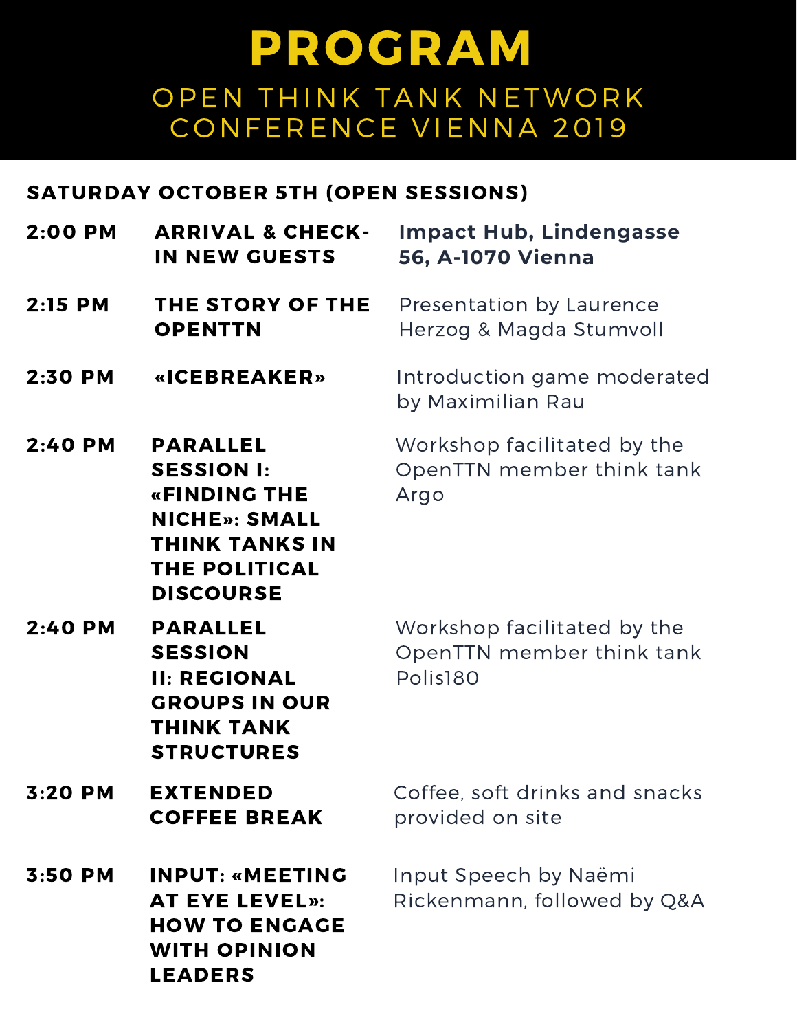# PROGRAM

## OPEN THINK TANK NETWORK CONFERENCE VIENNA 2019

### SATURDAY OCTOBER 5TH (OPEN SESSIONS)

| | | |
|---|---|---|
| **2:00 PM** | **ARRIVAL & CHECK-IN NEW GUESTS** | **Impact Hub, Lindengasse 56, A-1070 Vienna** |
| **2:15 PM** | **THE STORY OF THE OPENTTN** | Presentation by Laurence Herzog & Magda Stumvoll |
| **2:30 PM** | **«ICEBREAKER»** | Introduction game moderated by Maximilian Rau |
| **2:40 PM** | **PARALLEL SESSION I: «FINDING THE NICHE»: SMALL THINK TANKS IN THE POLITICAL DISCOURSE** | Workshop facilitated by the OpenTTN member think tank Argo |
| **2:40 PM** | **PARALLEL SESSION II: REGIONAL GROUPS IN OUR THINK TANK STRUCTURES** | Workshop facilitated by the OpenTTN member think tank Polis180 |
| **3:20 PM** | **EXTENDED COFFEE BREAK** | Coffee, soft drinks and snacks provided on site |
| **3:50 PM** | **INPUT: «MEETING AT EYE LEVEL»: HOW TO ENGAGE WITH OPINION LEADERS** | Input Speech by Naëmi Rickenmann, followed by Q&A |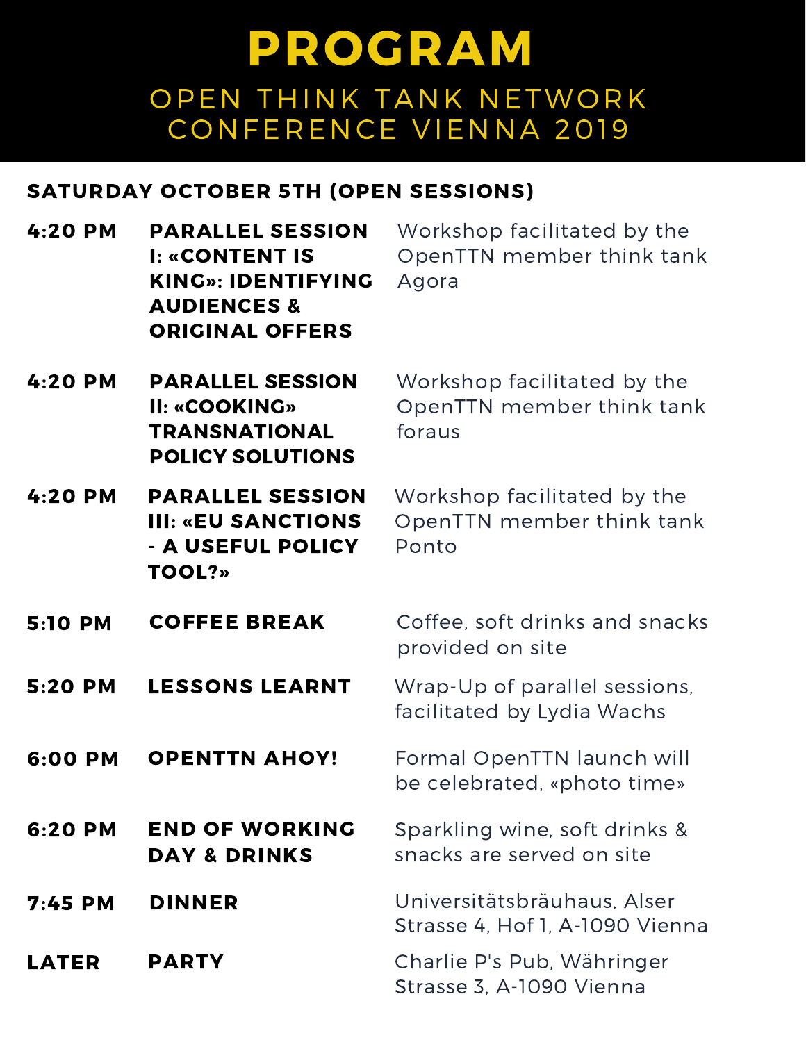# PROGRAM

## OPEN THINK TANK NETWORK CONFERENCE VIENNA 2019

### SATURDAY OCTOBER 5TH (OPEN SESSIONS)

| | | |
|---|---|---|
| **4:20 PM** | **PARALLEL SESSION I: «CONTENT IS KING»: IDENTIFYING AUDIENCES & ORIGINAL OFFERS** | Workshop facilitated by the OpenTTN member think tank Agora |
| **4:20 PM** | **PARALLEL SESSION II: «COOKING» TRANSNATIONAL POLICY SOLUTIONS** | Workshop facilitated by the OpenTTN member think tank foraus |
| **4:20 PM** | **PARALLEL SESSION III: «EU SANCTIONS - A USEFUL POLICY TOOL?»** | Workshop facilitated by the OpenTTN member think tank Ponto |
| **5:10 PM** | **COFFEE BREAK** | Coffee, soft drinks and snacks provided on site |
| **5:20 PM** | **LESSONS LEARNT** | Wrap-Up of parallel sessions, facilitated by Lydia Wachs |
| **6:00 PM** | **OPENTTN AHOY!** | Formal OpenTTN launch will be celebrated, «photo time» |
| **6:20 PM** | **END OF WORKING DAY & DRINKS** | Sparkling wine, soft drinks & snacks are served on site |
| **7:45 PM** | **DINNER** | Universitätsbräuhaus, Alser Strasse 4, Hof 1, A-1090 Vienna |
| **LATER** | **PARTY** | Charlie P's Pub, Währinger Strasse 3, A-1090 Vienna |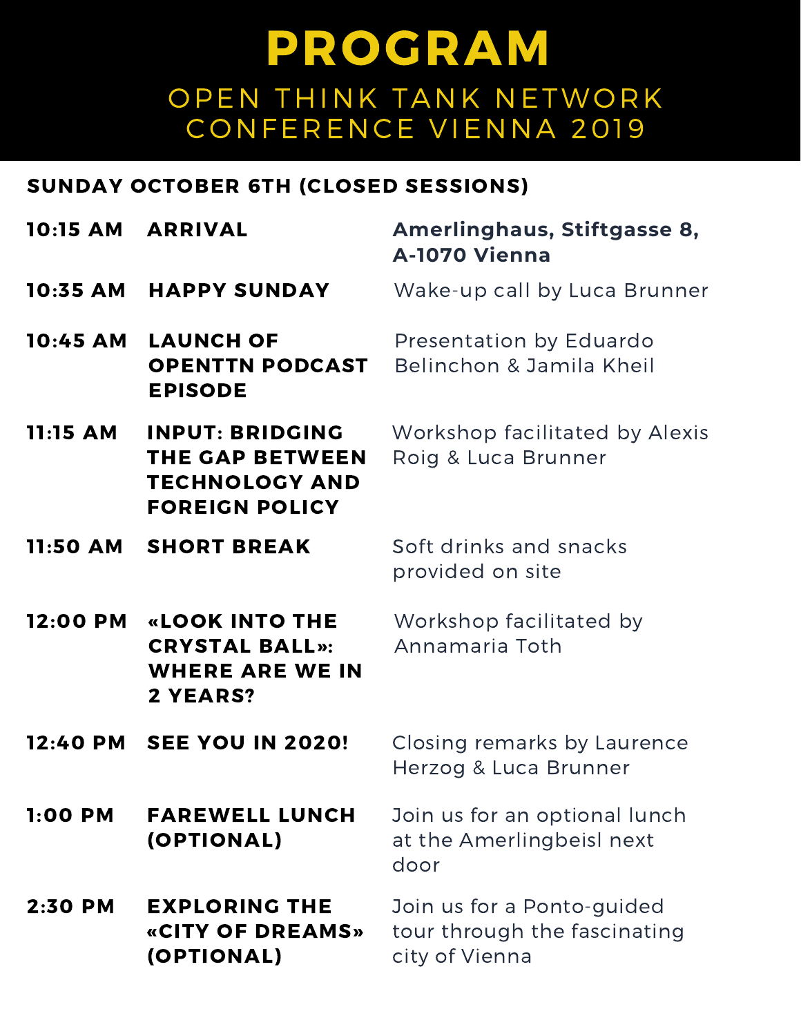# PROGRAM

## OPEN THINK TANK NETWORK CONFERENCE VIENNA 2019

### SUNDAY OCTOBER 6TH (CLOSED SESSIONS)

| | | |
|---|---|---|
| **10:15 AM** | **ARRIVAL** | **Amerlinghaus, Stiftgasse 8, A-1070 Vienna** |
| **10:35 AM** | **HAPPY SUNDAY** | Wake-up call by Luca Brunner |
| **10:45 AM** | **LAUNCH OF OPENTTN PODCAST EPISODE** | Presentation by Eduardo Belinchon & Jamila Kheil |
| **11:15 AM** | **INPUT: BRIDGING THE GAP BETWEEN TECHNOLOGY AND FOREIGN POLICY** | Workshop facilitated by Alexis Roig & Luca Brunner |
| **11:50 AM** | **SHORT BREAK** | Soft drinks and snacks provided on site |
| **12:00 PM** | **«LOOK INTO THE CRYSTAL BALL»: WHERE ARE WE IN 2 YEARS?** | Workshop facilitated by Annamaria Toth |
| **12:40 PM** | **SEE YOU IN 2020!** | Closing remarks by Laurence Herzog & Luca Brunner |
| **1:00 PM** | **FAREWELL LUNCH (OPTIONAL)** | Join us for an optional lunch at the Amerlingbeisl next door |
| **2:30 PM** | **EXPLORING THE «CITY OF DREAMS» (OPTIONAL)** | Join us for a Ponto-guided tour through the fascinating city of Vienna |